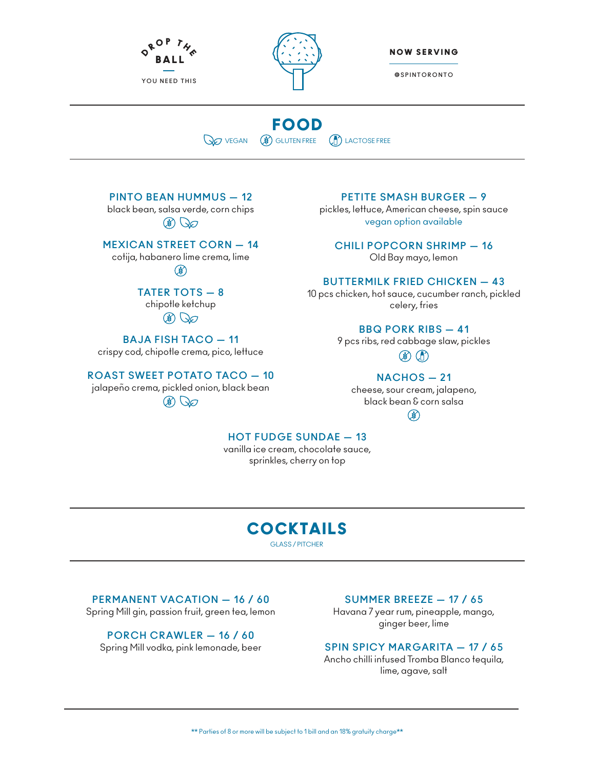DROP THE BALL

YOU NEED THIS

NOW SERVING

@SPINTORONTO

# FOOD

VEGAN · GLUTEN FREE · LACTOSE FREE

### PINTO BEAN HUMMUS — 12
black bean, salsa verde, corn chips
(gluten free, vegan)

### MEXICAN STREET CORN — 14
cotija, habanero lime crema, lime
(gluten free)

### TATER TOTS — 8
chipotle ketchup
(gluten free, vegan)

### BAJA FISH TACO — 11
crispy cod, chipotle crema, pico, lettuce

### ROAST SWEET POTATO TACO — 10
jalapeño crema, pickled onion, black bean
(gluten free, vegan)

### PETITE SMASH BURGER — 9
pickles, lettuce, American cheese, spin sauce
vegan option available

### CHILI POPCORN SHRIMP — 16
Old Bay mayo, lemon

### BUTTERMILK FRIED CHICKEN — 43
10 pcs chicken, hot sauce, cucumber ranch, pickled celery, fries

### BBQ PORK RIBS — 41
9 pcs ribs, red cabbage slaw, pickles
(gluten free, lactose free)

### NACHOS — 21
cheese, sour cream, jalapeno, black bean & corn salsa
(gluten free)

### HOT FUDGE SUNDAE — 13
vanilla ice cream, chocolate sauce, sprinkles, cherry on top

# COCKTAILS

GLASS / PITCHER

### PERMANENT VACATION — 16 / 60
Spring Mill gin, passion fruit, green tea, lemon

### PORCH CRAWLER — 16 / 60
Spring Mill vodka, pink lemonade, beer

### SUMMER BREEZE — 17 / 65
Havana 7 year rum, pineapple, mango, ginger beer, lime

### SPIN SPICY MARGARITA — 17 / 65
Ancho chilli infused Tromba Blanco tequila, lime, agave, salt

** Parties of 8 or more will be subject to 1 bill and an 18% gratuity charge**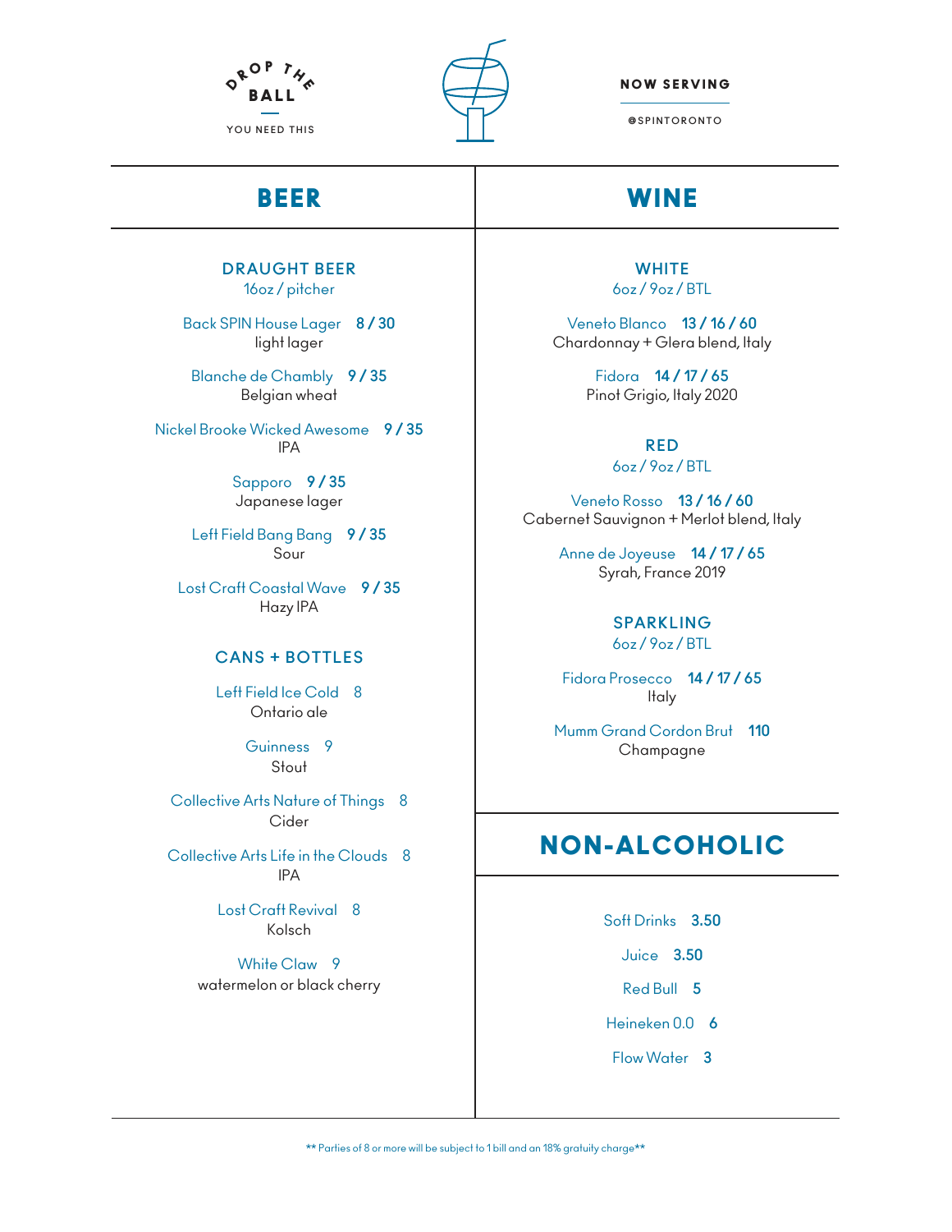DROP THE BALL

YOU NEED THIS

**NOW SERVING**

@SPINTORONTO

# BEER

## DRAUGHT BEER

16oz / pitcher

Back SPIN House Lager **8 / 30**
light lager

Blanche de Chambly **9 / 35**
Belgian wheat

Nickel Brooke Wicked Awesome **9 / 35**
IPA

Sapporo **9 / 35**
Japanese lager

Left Field Bang Bang **9 / 35**
Sour

Lost Craft Coastal Wave **9 / 35**
Hazy IPA

## CANS + BOTTLES

Left Field Ice Cold 8
Ontario ale

Guinness 9
Stout

Collective Arts Nature of Things 8
Cider

Collective Arts Life in the Clouds 8
IPA

Lost Craft Revival 8
Kolsch

White Claw 9
watermelon or black cherry

# WINE

## WHITE

6oz / 9oz / BTL

Veneto Blanco **13 / 16 / 60**
Chardonnay + Glera blend, Italy

Fidora **14 / 17 / 65**
Pinot Grigio, Italy 2020

## RED

6oz / 9oz / BTL

Veneto Rosso **13 / 16 / 60**
Cabernet Sauvignon + Merlot blend, Italy

Anne de Joyeuse **14 / 17 / 65**
Syrah, France 2019

## SPARKLING

6oz / 9oz / BTL

Fidora Prosecco **14 / 17 / 65**
Italy

Mumm Grand Cordon Brut **110**
Champagne

# NON-ALCOHOLIC

Soft Drinks **3.50**

Juice **3.50**

Red Bull **5**

Heineken 0.0 **6**

Flow Water **3**

** Parties of 8 or more will be subject to 1 bill and an 18% gratuity charge**